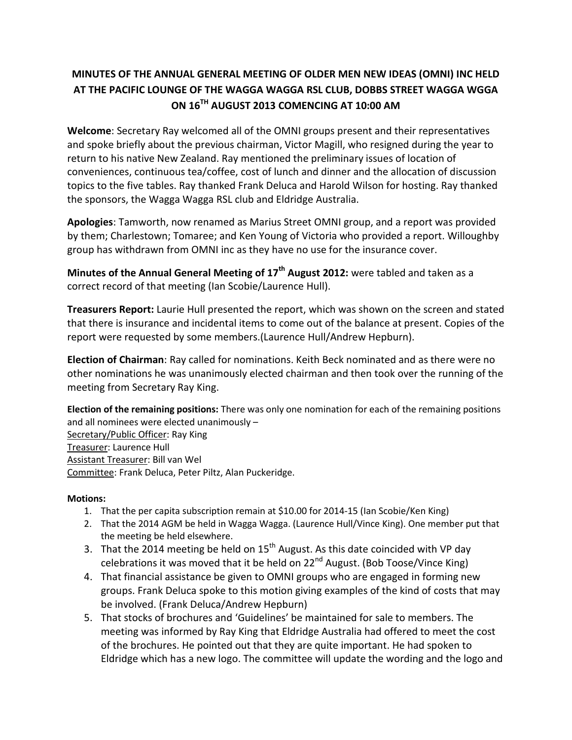# MINUTES OF THE ANNUAL GENERAL MEETING OF OLDER MEN NEW IDEAS (OMNI) INC HELD AT THE PACIFIC LOUNGE OF THE WAGGA WAGGA RSL CLUB, DOBBS STREET WAGGA WGGA ON 16TH AUGUST 2013 COMENCING AT 10:00 AM

**Welcome**: Secretary Ray welcomed all of the OMNI groups present and their representatives and spoke briefly about the previous chairman, Victor Magill, who resigned during the year to return to his native New Zealand. Ray mentioned the preliminary issues of location of conveniences, continuous tea/coffee, cost of lunch and dinner and the allocation of discussion topics to the five tables. Ray thanked Frank Deluca and Harold Wilson for hosting. Ray thanked the sponsors, the Wagga Wagga RSL club and Eldridge Australia.

**Apologies**: Tamworth, now renamed as Marius Street OMNI group, and a report was provided by them; Charlestown; Tomaree; and Ken Young of Victoria who provided a report. Willoughby group has withdrawn from OMNI inc as they have no use for the insurance cover.

**Minutes of the Annual General Meeting of 17th August 2012:** were tabled and taken as a correct record of that meeting (Ian Scobie/Laurence Hull).

**Treasurers Report:** Laurie Hull presented the report, which was shown on the screen and stated that there is insurance and incidental items to come out of the balance at present. Copies of the report were requested by some members.(Laurence Hull/Andrew Hepburn).

**Election of Chairman**: Ray called for nominations. Keith Beck nominated and as there were no other nominations he was unanimously elected chairman and then took over the running of the meeting from Secretary Ray King.

**Election of the remaining positions:** There was only one nomination for each of the remaining positions and all nominees were elected unanimously –
Secretary/Public Officer: Ray King
Treasurer: Laurence Hull
Assistant Treasurer: Bill van Wel
Committee: Frank Deluca, Peter Piltz, Alan Puckeridge.

**Motions:**

1. That the per capita subscription remain at $10.00 for 2014-15 (Ian Scobie/Ken King)
2. That the 2014 AGM be held in Wagga Wagga. (Laurence Hull/Vince King). One member put that the meeting be held elsewhere.
3. That the 2014 meeting be held on 15th August. As this date coincided with VP day celebrations it was moved that it be held on 22nd August. (Bob Toose/Vince King)
4. That financial assistance be given to OMNI groups who are engaged in forming new groups. Frank Deluca spoke to this motion giving examples of the kind of costs that may be involved. (Frank Deluca/Andrew Hepburn)
5. That stocks of brochures and 'Guidelines' be maintained for sale to members. The meeting was informed by Ray King that Eldridge Australia had offered to meet the cost of the brochures. He pointed out that they are quite important. He had spoken to Eldridge which has a new logo. The committee will update the wording and the logo and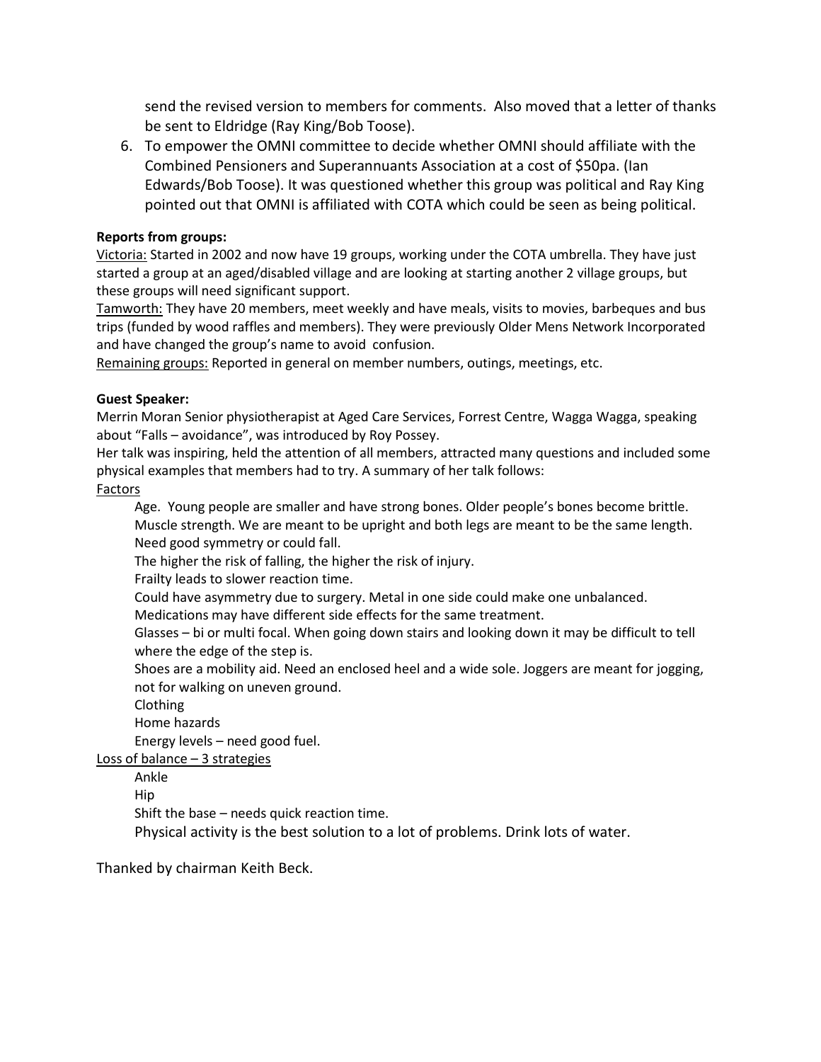send the revised version to members for comments. Also moved that a letter of thanks be sent to Eldridge (Ray King/Bob Toose).

6. To empower the OMNI committee to decide whether OMNI should affiliate with the Combined Pensioners and Superannuants Association at a cost of $50pa. (Ian Edwards/Bob Toose). It was questioned whether this group was political and Ray King pointed out that OMNI is affiliated with COTA which could be seen as being political.

**Reports from groups:**

Victoria: Started in 2002 and now have 19 groups, working under the COTA umbrella. They have just started a group at an aged/disabled village and are looking at starting another 2 village groups, but these groups will need significant support.

Tamworth: They have 20 members, meet weekly and have meals, visits to movies, barbeques and bus trips (funded by wood raffles and members). They were previously Older Mens Network Incorporated and have changed the group's name to avoid confusion.

Remaining groups: Reported in general on member numbers, outings, meetings, etc.

**Guest Speaker:**

Merrin Moran Senior physiotherapist at Aged Care Services, Forrest Centre, Wagga Wagga, speaking about "Falls – avoidance", was introduced by Roy Possey.

Her talk was inspiring, held the attention of all members, attracted many questions and included some physical examples that members had to try. A summary of her talk follows:

Factors

Age. Young people are smaller and have strong bones. Older people's bones become brittle.
Muscle strength. We are meant to be upright and both legs are meant to be the same length. Need good symmetry or could fall.
The higher the risk of falling, the higher the risk of injury.
Frailty leads to slower reaction time.
Could have asymmetry due to surgery. Metal in one side could make one unbalanced.
Medications may have different side effects for the same treatment.
Glasses – bi or multi focal. When going down stairs and looking down it may be difficult to tell where the edge of the step is.
Shoes are a mobility aid. Need an enclosed heel and a wide sole. Joggers are meant for jogging, not for walking on uneven ground.
Clothing
Home hazards
Energy levels – need good fuel.

Loss of balance – 3 strategies

Ankle
Hip
Shift the base – needs quick reaction time.
Physical activity is the best solution to a lot of problems. Drink lots of water.

Thanked by chairman Keith Beck.